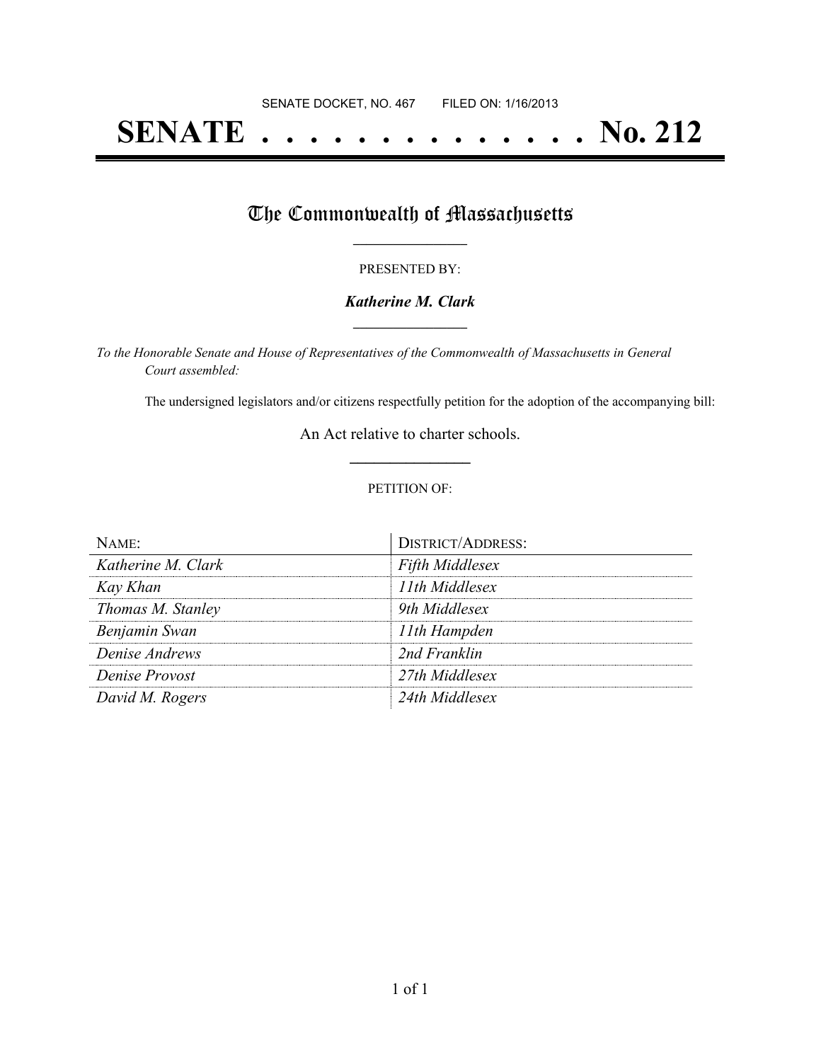SENATE DOCKET, NO. 467        FILED ON: 1/16/2013

# SENATE . . . . . . . . . . . . . . No. 212

## The Commonwealth of Massachusetts

PRESENTED BY:

***Katherine M. Clark***

*To the Honorable Senate and House of Representatives of the Commonwealth of Massachusetts in General Court assembled:*

The undersigned legislators and/or citizens respectfully petition for the adoption of the accompanying bill:

An Act relative to charter schools.

PETITION OF:

| NAME: | DISTRICT/ADDRESS: |
| --- | --- |
| *Katherine M. Clark* | *Fifth Middlesex* |
| *Kay Khan* | *11th Middlesex* |
| *Thomas M. Stanley* | *9th Middlesex* |
| *Benjamin Swan* | *11th Hampden* |
| *Denise Andrews* | *2nd Franklin* |
| *Denise Provost* | *27th Middlesex* |
| *David M. Rogers* | *24th Middlesex* |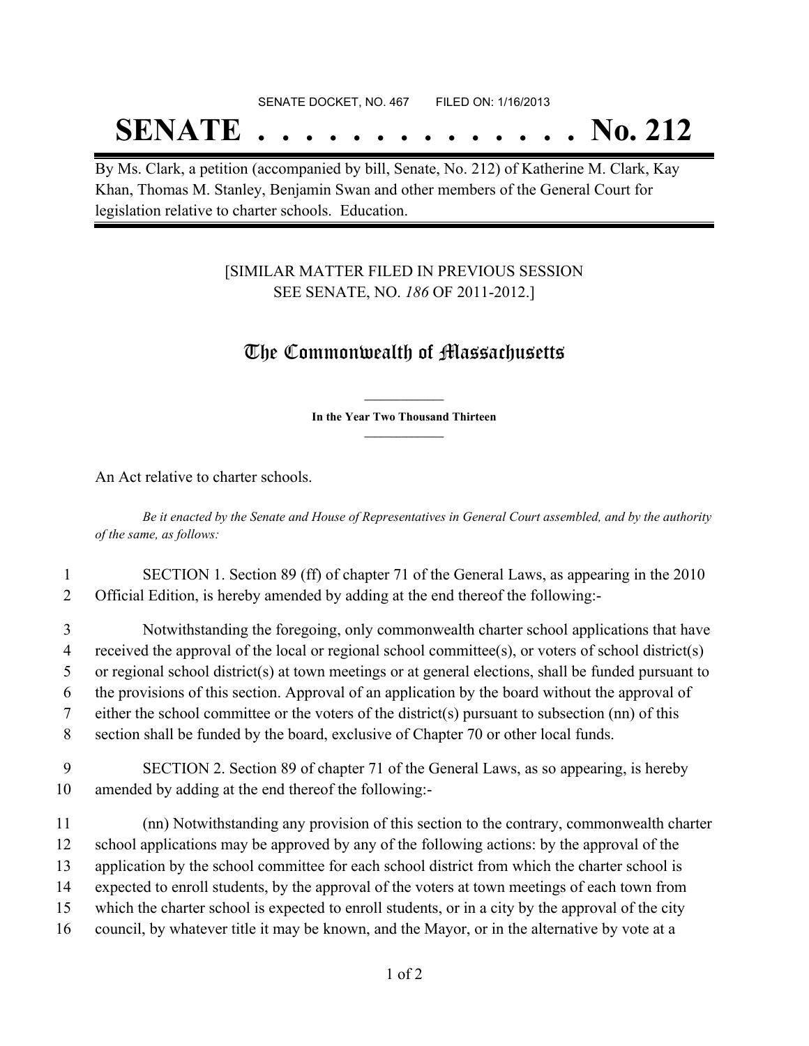SENATE DOCKET, NO. 467        FILED ON: 1/16/2013

# SENATE . . . . . . . . . . . . . . No. 212

By Ms. Clark, a petition (accompanied by bill, Senate, No. 212) of Katherine M. Clark, Kay Khan, Thomas M. Stanley, Benjamin Swan and other members of the General Court for legislation relative to charter schools. Education.

[SIMILAR MATTER FILED IN PREVIOUS SESSION SEE SENATE, NO. *186* OF 2011-2012.]

## The Commonwealth of Massachusetts

**In the Year Two Thousand Thirteen**

An Act relative to charter schools.

*Be it enacted by the Senate and House of Representatives in General Court assembled, and by the authority of the same, as follows:*

1 SECTION 1. Section 89 (ff) of chapter 71 of the General Laws, as appearing in the 2010
2 Official Edition, is hereby amended by adding at the end thereof the following:-

3 Notwithstanding the foregoing, only commonwealth charter school applications that have
4 received the approval of the local or regional school committee(s), or voters of school district(s)
5 or regional school district(s) at town meetings or at general elections, shall be funded pursuant to
6 the provisions of this section. Approval of an application by the board without the approval of
7 either the school committee or the voters of the district(s) pursuant to subsection (nn) of this
8 section shall be funded by the board, exclusive of Chapter 70 or other local funds.

9 SECTION 2. Section 89 of chapter 71 of the General Laws, as so appearing, is hereby
10 amended by adding at the end thereof the following:-

11 (nn) Notwithstanding any provision of this section to the contrary, commonwealth charter
12 school applications may be approved by any of the following actions: by the approval of the
13 application by the school committee for each school district from which the charter school is
14 expected to enroll students, by the approval of the voters at town meetings of each town from
15 which the charter school is expected to enroll students, or in a city by the approval of the city
16 council, by whatever title it may be known, and the Mayor, or in the alternative by vote at a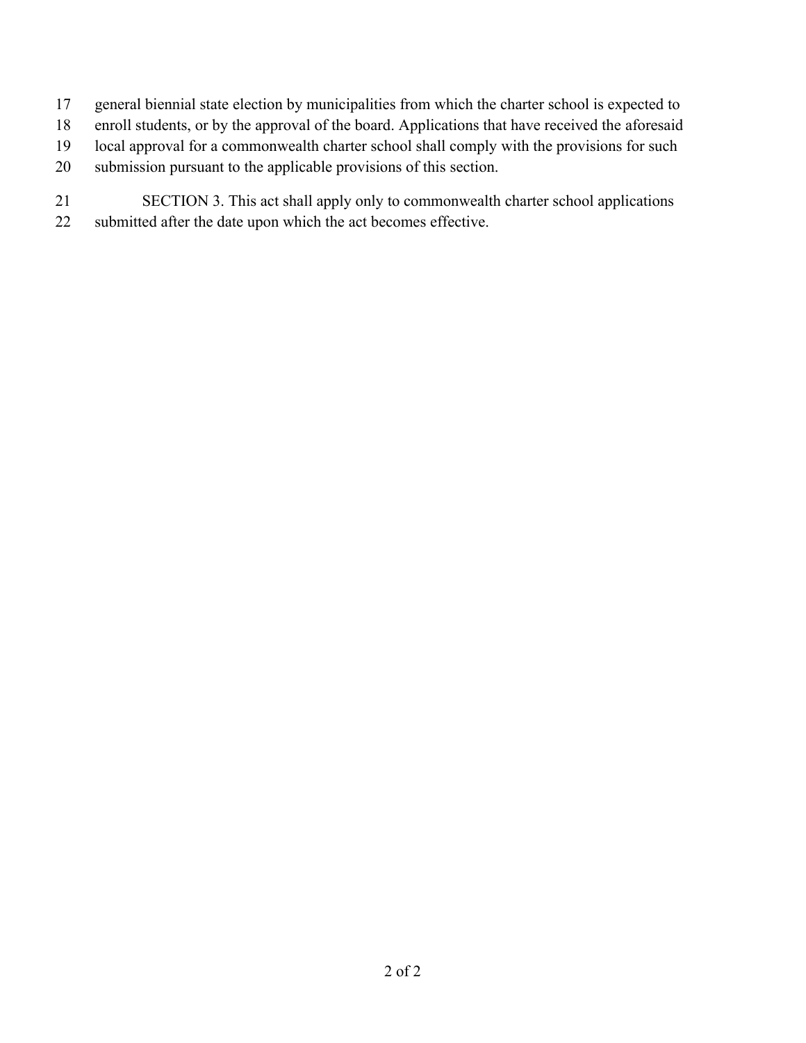general biennial state election by municipalities from which the charter school is expected to enroll students, or by the approval of the board. Applications that have received the aforesaid local approval for a commonwealth charter school shall comply with the provisions for such submission pursuant to the applicable provisions of this section.

SECTION 3. This act shall apply only to commonwealth charter school applications submitted after the date upon which the act becomes effective.